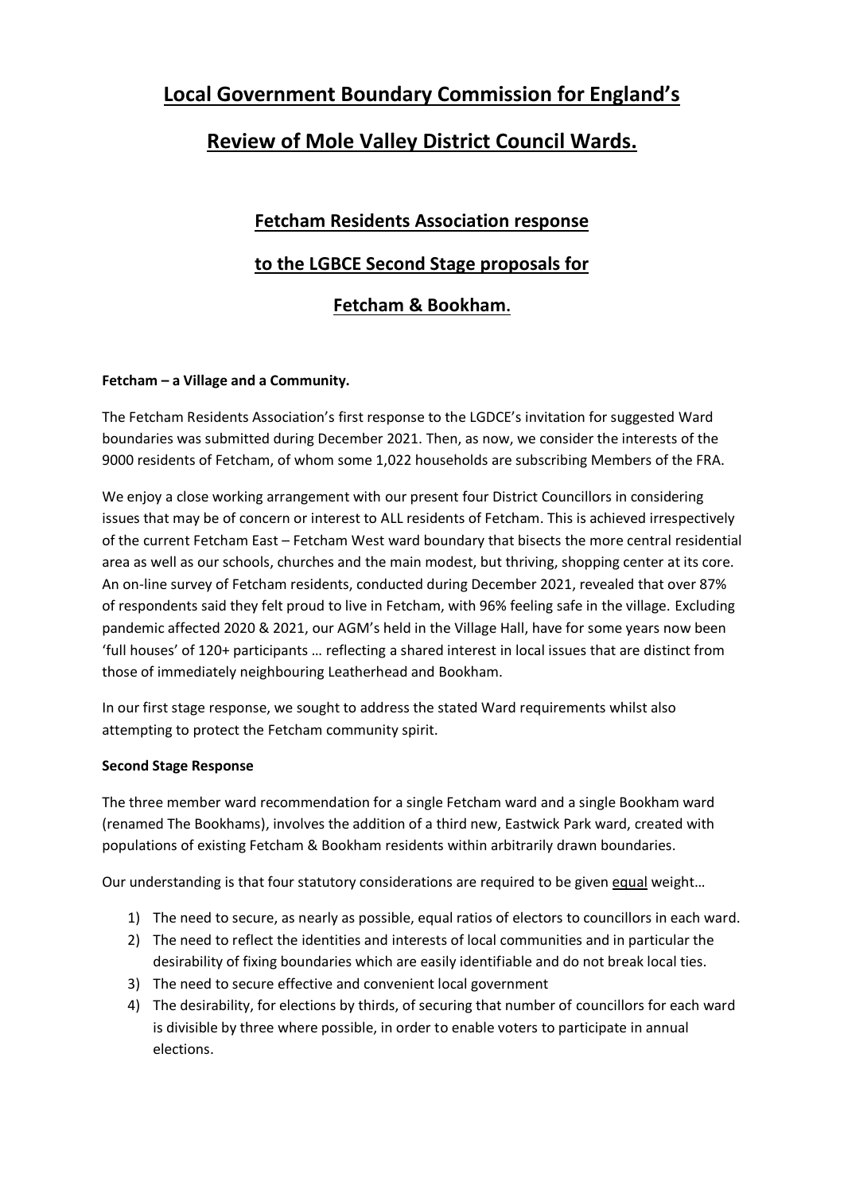# Local Government Boundary Commission for England's

# Review of Mole Valley District Council Wards.

## Fetcham Residents Association response

## to the LGBCE Second Stage proposals for

## Fetcham & Bookham.

**Fetcham – a Village and a Community.**

The Fetcham Residents Association's first response to the LGDCE's invitation for suggested Ward boundaries was submitted during December 2021. Then, as now, we consider the interests of the 9000 residents of Fetcham, of whom some 1,022 households are subscribing Members of the FRA.

We enjoy a close working arrangement with our present four District Councillors in considering issues that may be of concern or interest to ALL residents of Fetcham. This is achieved irrespectively of the current Fetcham East – Fetcham West ward boundary that bisects the more central residential area as well as our schools, churches and the main modest, but thriving, shopping center at its core. An on-line survey of Fetcham residents, conducted during December 2021, revealed that over 87% of respondents said they felt proud to live in Fetcham, with 96% feeling safe in the village. Excluding pandemic affected 2020 & 2021, our AGM's held in the Village Hall, have for some years now been 'full houses' of 120+ participants … reflecting a shared interest in local issues that are distinct from those of immediately neighbouring Leatherhead and Bookham.

In our first stage response, we sought to address the stated Ward requirements whilst also attempting to protect the Fetcham community spirit.

**Second Stage Response**

The three member ward recommendation for a single Fetcham ward and a single Bookham ward (renamed The Bookhams), involves the addition of a third new, Eastwick Park ward, created with populations of existing Fetcham & Bookham residents within arbitrarily drawn boundaries.

Our understanding is that four statutory considerations are required to be given <u>equal</u> weight…

1) The need to secure, as nearly as possible, equal ratios of electors to councillors in each ward.
2) The need to reflect the identities and interests of local communities and in particular the desirability of fixing boundaries which are easily identifiable and do not break local ties.
3) The need to secure effective and convenient local government
4) The desirability, for elections by thirds, of securing that number of councillors for each ward is divisible by three where possible, in order to enable voters to participate in annual elections.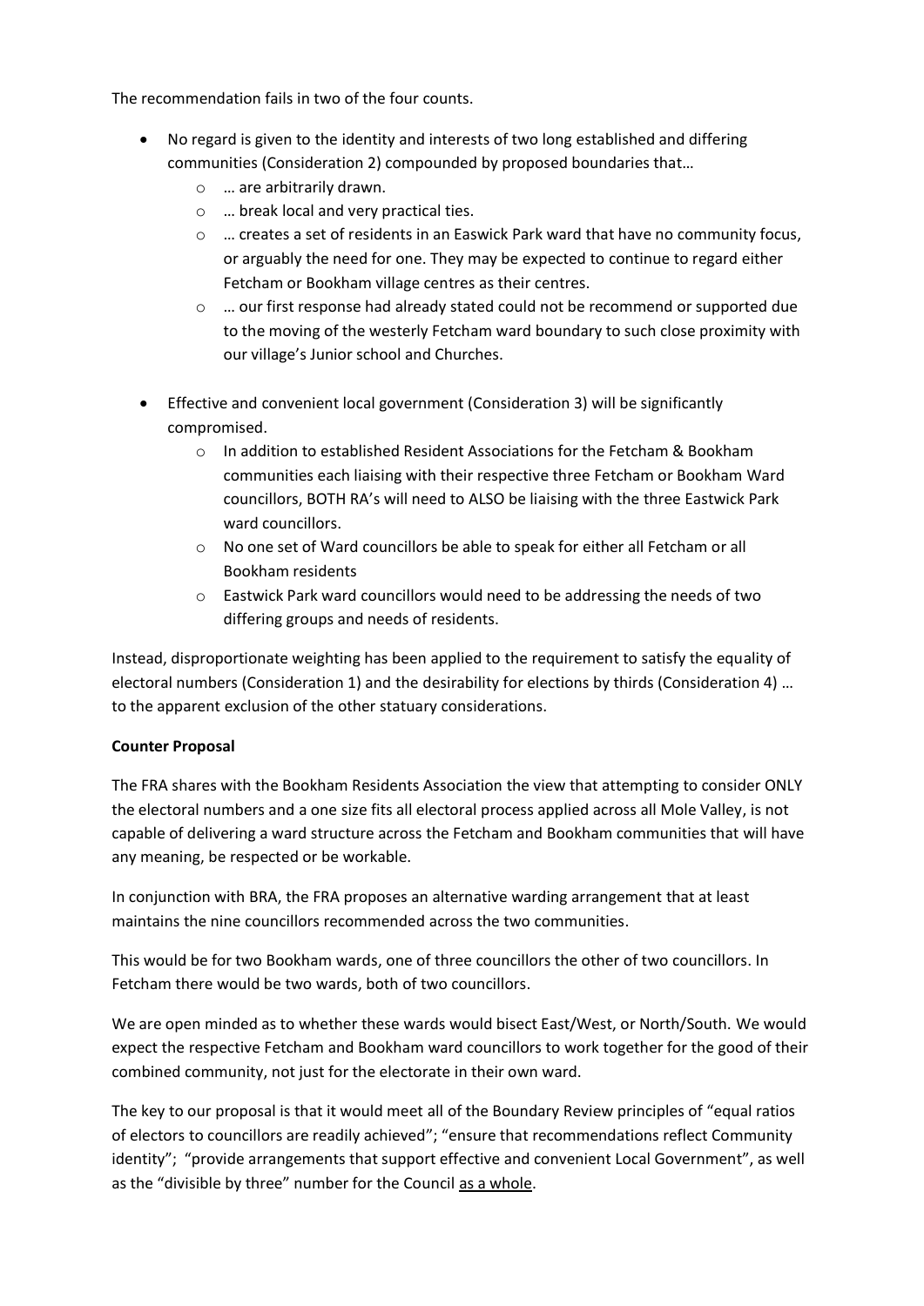The recommendation fails in two of the four counts.

- No regard is given to the identity and interests of two long established and differing communities (Consideration 2) compounded by proposed boundaries that…
  - … are arbitrarily drawn.
  - … break local and very practical ties.
  - … creates a set of residents in an Easwick Park ward that have no community focus, or arguably the need for one. They may be expected to continue to regard either Fetcham or Bookham village centres as their centres.
  - … our first response had already stated could not be recommend or supported due to the moving of the westerly Fetcham ward boundary to such close proximity with our village's Junior school and Churches.

- Effective and convenient local government (Consideration 3) will be significantly compromised.
  - In addition to established Resident Associations for the Fetcham & Bookham communities each liaising with their respective three Fetcham or Bookham Ward councillors, BOTH RA's will need to ALSO be liaising with the three Eastwick Park ward councillors.
  - No one set of Ward councillors be able to speak for either all Fetcham or all Bookham residents
  - Eastwick Park ward councillors would need to be addressing the needs of two differing groups and needs of residents.

Instead, disproportionate weighting has been applied to the requirement to satisfy the equality of electoral numbers (Consideration 1) and the desirability for elections by thirds (Consideration 4) … to the apparent exclusion of the other statuary considerations.

**Counter Proposal**

The FRA shares with the Bookham Residents Association the view that attempting to consider ONLY the electoral numbers and a one size fits all electoral process applied across all Mole Valley, is not capable of delivering a ward structure across the Fetcham and Bookham communities that will have any meaning, be respected or be workable.

In conjunction with BRA, the FRA proposes an alternative warding arrangement that at least maintains the nine councillors recommended across the two communities.

This would be for two Bookham wards, one of three councillors the other of two councillors. In Fetcham there would be two wards, both of two councillors.

We are open minded as to whether these wards would bisect East/West, or North/South. We would expect the respective Fetcham and Bookham ward councillors to work together for the good of their combined community, not just for the electorate in their own ward.

The key to our proposal is that it would meet all of the Boundary Review principles of "equal ratios of electors to councillors are readily achieved"; "ensure that recommendations reflect Community identity"; "provide arrangements that support effective and convenient Local Government", as well as the "divisible by three" number for the Council as a whole.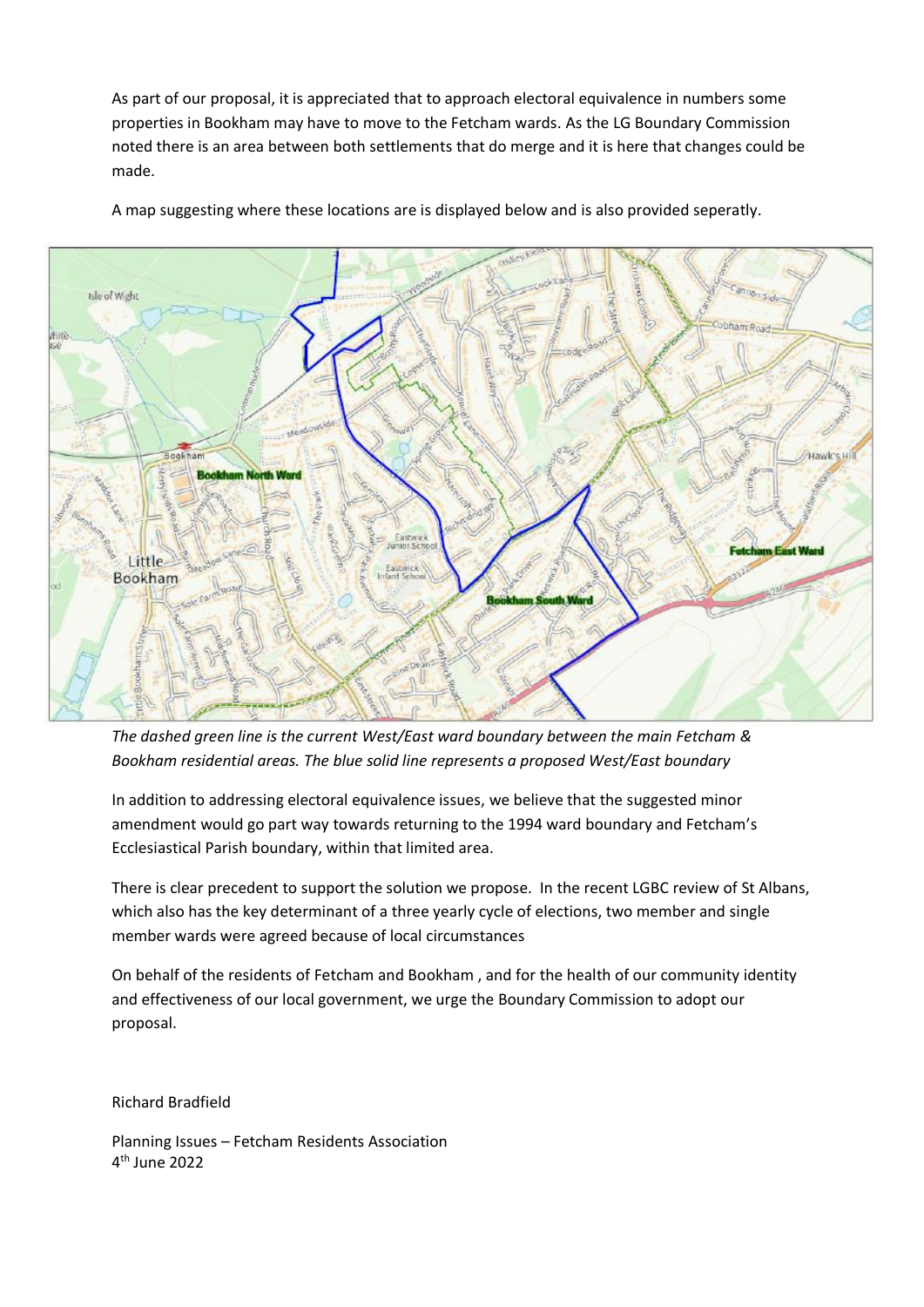As part of our proposal, it is appreciated that to approach electoral equivalence in numbers some properties in Bookham may have to move to the Fetcham wards. As the LG Boundary Commission noted there is an area between both settlements that do merge and it is here that changes could be made.

A map suggesting where these locations are is displayed below and is also provided seperatly.

*The dashed green line is the current West/East ward boundary between the main Fetcham & Bookham residential areas. The blue solid line represents a proposed West/East boundary*

In addition to addressing electoral equivalence issues, we believe that the suggested minor amendment would go part way towards returning to the 1994 ward boundary and Fetcham's Ecclesiastical Parish boundary, within that limited area.

There is clear precedent to support the solution we propose. In the recent LGBC review of St Albans, which also has the key determinant of a three yearly cycle of elections, two member and single member wards were agreed because of local circumstances

On behalf of the residents of Fetcham and Bookham , and for the health of our community identity and effectiveness of our local government, we urge the Boundary Commission to adopt our proposal.

Richard Bradfield

Planning Issues – Fetcham Residents Association
4th June 2022